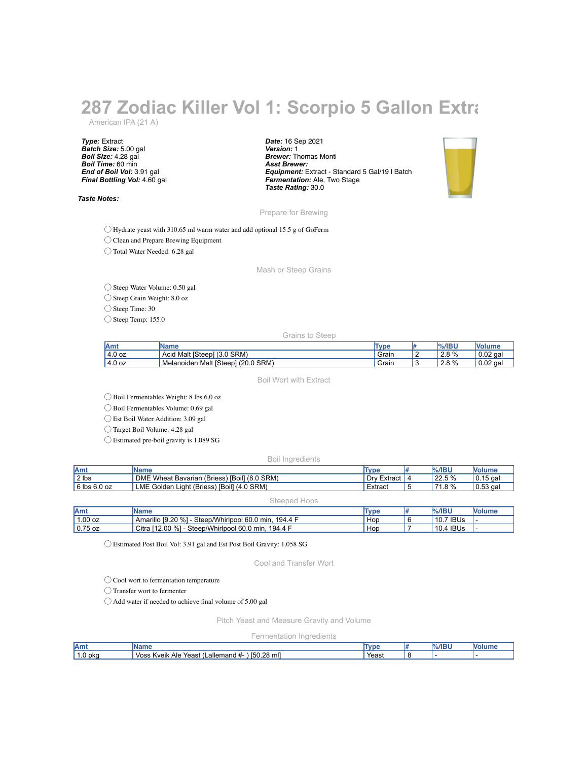# 287 Zodiac Killer Vol 1: Scorpio 5 Gallon Extra

American IPA (21 A)

***Type:*** Extract
***Batch Size:*** 5.00 gal
***Boil Size:*** 4.28 gal
***Boil Time:*** 60 min
***End of Boil Vol:*** 3.91 gal
***Final Bottling Vol:*** 4.60 gal

***Date:*** 16 Sep 2021
***Version:*** 1
***Brewer:*** Thomas Monti
***Asst Brewer:***
***Equipment:*** Extract - Standard 5 Gal/19 l Batch
***Fermentation:*** Ale, Two Stage
***Taste Rating:*** 30.0

***Taste Notes:***

## Prepare for Brewing

- ◯ Hydrate yeast with 310.65 ml warm water and add optional 15.5 g of GoFerm
- ◯ Clean and Prepare Brewing Equipment
- ◯ Total Water Needed: 6.28 gal

## Mash or Steep Grains

- ◯ Steep Water Volume: 0.50 gal
- ◯ Steep Grain Weight: 8.0 oz
- ◯ Steep Time: 30
- ◯ Steep Temp: 155.0

### Grains to Steep

| Amt | Name | Type | # | %/IBU | Volume |
|---|---|---|---|---|---|
| 4.0 oz | Acid Malt [Steep] (3.0 SRM) | Grain | 2 | 2.8 % | 0.02 gal |
| 4.0 oz | Melanoiden Malt [Steep] (20.0 SRM) | Grain | 3 | 2.8 % | 0.02 gal |

## Boil Wort with Extract

- ◯ Boil Fermentables Weight: 8 lbs 6.0 oz
- ◯ Boil Fermentables Volume: 0.69 gal
- ◯ Est Boil Water Addition: 3.09 gal
- ◯ Target Boil Volume: 4.28 gal
- ◯ Estimated pre-boil gravity is 1.089 SG

### Boil Ingredients

| Amt | Name | Type | # | %/IBU | Volume |
|---|---|---|---|---|---|
| 2 lbs | DME Wheat Bavarian (Briess) [Boil] (8.0 SRM) | Dry Extract | 4 | 22.5 % | 0.15 gal |
| 6 lbs 6.0 oz | LME Golden Light (Briess) [Boil] (4.0 SRM) | Extract | 5 | 71.8 % | 0.53 gal |

### Steeped Hops

| Amt | Name | Type | # | %/IBU | Volume |
|---|---|---|---|---|---|
| 1.00 oz | Amarillo [9.20 %] - Steep/Whirlpool 60.0 min, 194.4 F | Hop | 6 | 10.7 IBUs | - |
| 0.75 oz | Citra [12.00 %] - Steep/Whirlpool 60.0 min, 194.4 F | Hop | 7 | 10.4 IBUs | - |

- ◯ Estimated Post Boil Vol: 3.91 gal and Est Post Boil Gravity: 1.058 SG

## Cool and Transfer Wort

- ◯ Cool wort to fermentation temperature
- ◯ Transfer wort to fermenter
- ◯ Add water if needed to achieve final volume of 5.00 gal

## Pitch Yeast and Measure Gravity and Volume

### Fermentation Ingredients

| Amt | Name | Type | # | %/IBU | Volume |
|---|---|---|---|---|---|
| 1.0 pkg | Voss Kveik Ale Yeast (Lallemand #- ) [50.28 ml] | Yeast | 8 | - | - |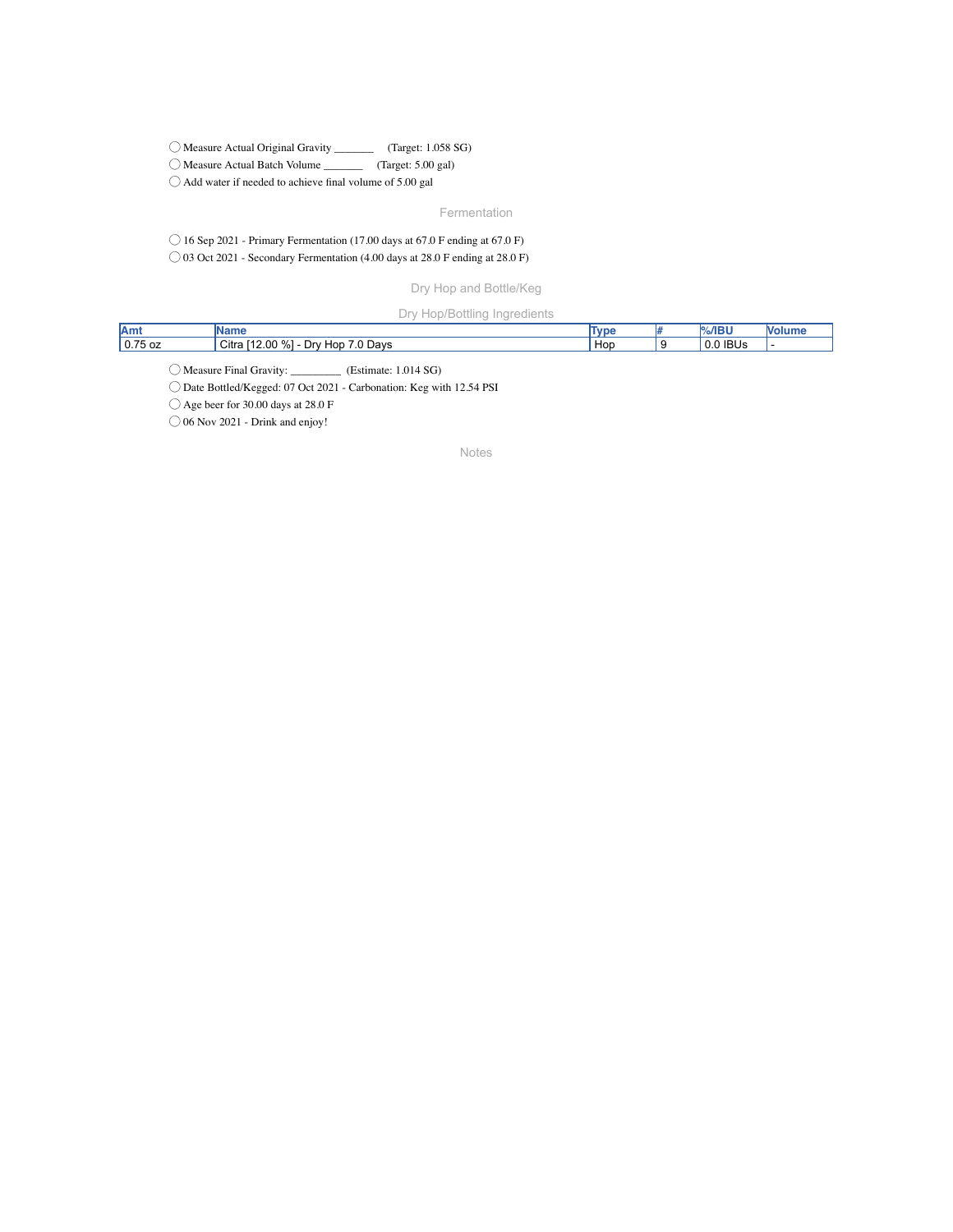◯ Measure Actual Original Gravity _______ (Target: 1.058 SG)

◯ Measure Actual Batch Volume _______ (Target: 5.00 gal)

◯ Add water if needed to achieve final volume of 5.00 gal

## Fermentation

◯ 16 Sep 2021 - Primary Fermentation (17.00 days at 67.0 F ending at 67.0 F)

◯ 03 Oct 2021 - Secondary Fermentation (4.00 days at 28.0 F ending at 28.0 F)

## Dry Hop and Bottle/Keg

### Dry Hop/Bottling Ingredients

| Amt | Name | Type | # | %/IBU | Volume |
|---|---|---|---|---|---|
| 0.75 oz | Citra [12.00 %] - Dry Hop 7.0 Days | Hop | 9 | 0.0 IBUs | - |

◯ Measure Final Gravity: _________ (Estimate: 1.014 SG)

◯ Date Bottled/Kegged: 07 Oct 2021 - Carbonation: Keg with 12.54 PSI

◯ Age beer for 30.00 days at 28.0 F

◯ 06 Nov 2021 - Drink and enjoy!

## Notes